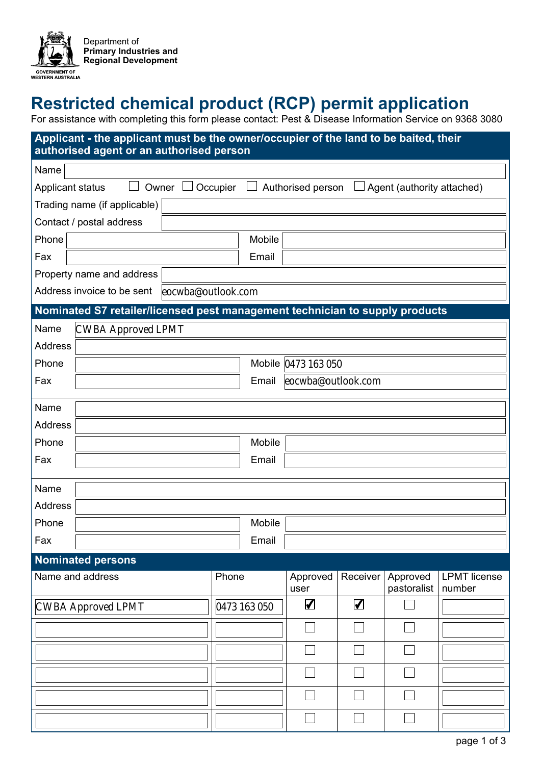Department of
**Primary Industries and Regional Development**

GOVERNMENT OF WESTERN AUSTRALIA

# Restricted chemical product (RCP) permit application

For assistance with completing this form please contact: Pest & Disease Information Service on 9368 3080

## Applicant - the applicant must be the owner/occupier of the land to be baited, their authorised agent or an authorised person

Name

Applicant status ☐ Owner ☐ Occupier ☐ Authorised person ☐ Agent (authority attached)

Trading name (if applicable)

Contact / postal address

Phone | Mobile

Fax | Email

Property name and address

Address invoice to be sent: eocwba@outlook.com

## Nominated S7 retailer/licensed pest management technician to supply products

Name: CWBA Approved LPMT

Address

Phone | Mobile: 0473 163 050

Fax | Email: eocwba@outlook.com

Name

Address

Phone | Mobile

Fax | Email

Name

Address

Phone | Mobile

Fax | Email

## Nominated persons

| Name and address | Phone | Approved user | Receiver | Approved pastoralist | LPMT license number |
|---|---|---|---|---|---|
| CWBA Approved LPMT | 0473 163 050 | ☑ | ☑ | ☐ | |
| | | ☐ | ☐ | ☐ | |
| | | ☐ | ☐ | ☐ | |
| | | ☐ | ☐ | ☐ | |
| | | ☐ | ☐ | ☐ | |
| | | ☐ | ☐ | ☐ | |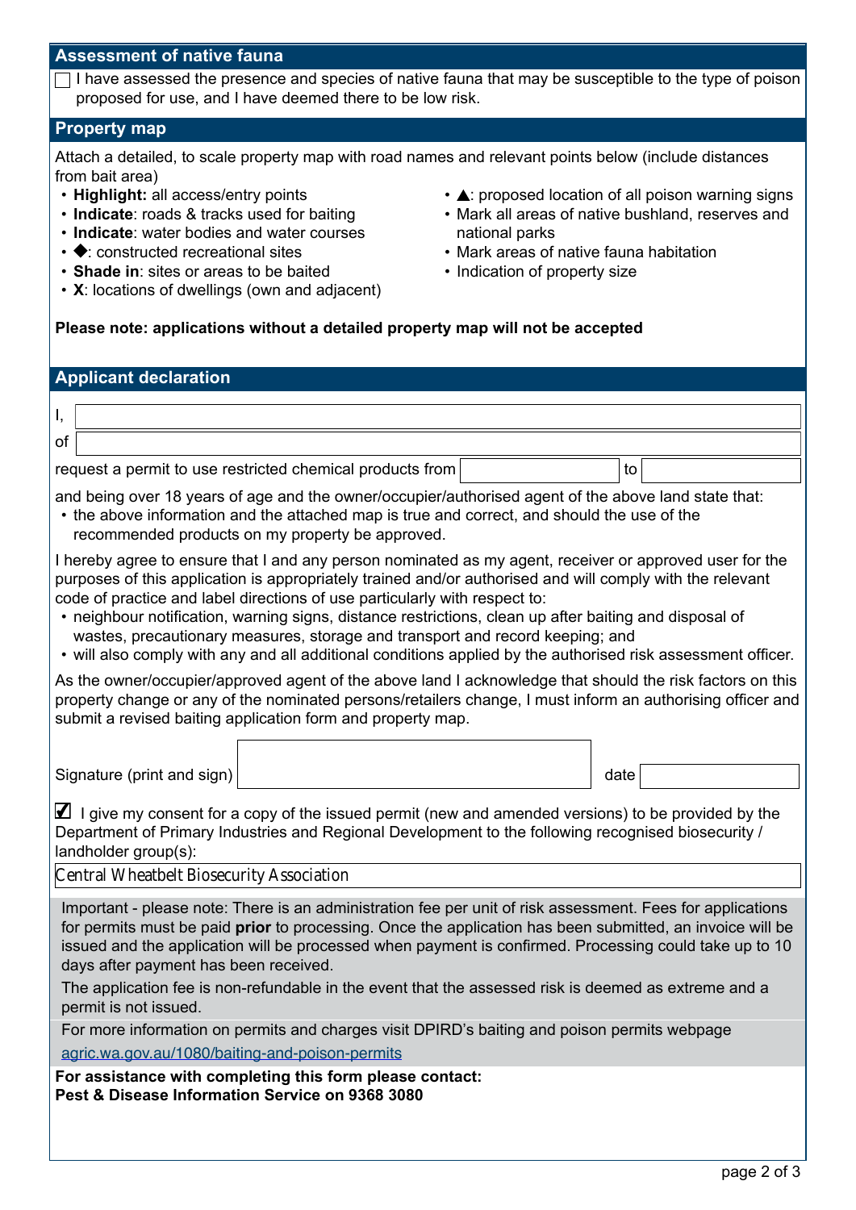## Assessment of native fauna

☐ I have assessed the presence and species of native fauna that may be susceptible to the type of poison proposed for use, and I have deemed there to be low risk.

## Property map

Attach a detailed, to scale property map with road names and relevant points below (include distances from bait area)

- **Highlight:** all access/entry points
- **Indicate**: roads & tracks used for baiting
- **Indicate**: water bodies and water courses
- ◆: constructed recreational sites
- **Shade in**: sites or areas to be baited
- **X**: locations of dwellings (own and adjacent)
- ▲: proposed location of all poison warning signs
- Mark all areas of native bushland, reserves and national parks
- Mark areas of native fauna habitation
- Indication of property size

**Please note: applications without a detailed property map will not be accepted**

## Applicant declaration

I, \_\_\_\_\_\_\_\_\_\_\_\_\_\_\_\_\_\_\_\_

of \_\_\_\_\_\_\_\_\_\_\_\_\_\_\_\_\_\_\_\_

request a permit to use restricted chemical products from \_\_\_\_\_\_\_\_\_\_ to \_\_\_\_\_\_\_\_\_\_

and being over 18 years of age and the owner/occupier/authorised agent of the above land state that:

- the above information and the attached map is true and correct, and should the use of the recommended products on my property be approved.

I hereby agree to ensure that I and any person nominated as my agent, receiver or approved user for the purposes of this application is appropriately trained and/or authorised and will comply with the relevant code of practice and label directions of use particularly with respect to:

- neighbour notification, warning signs, distance restrictions, clean up after baiting and disposal of wastes, precautionary measures, storage and transport and record keeping; and
- will also comply with any and all additional conditions applied by the authorised risk assessment officer.

As the owner/occupier/approved agent of the above land I acknowledge that should the risk factors on this property change or any of the nominated persons/retailers change, I must inform an authorising officer and submit a revised baiting application form and property map.

Signature (print and sign) \_\_\_\_\_\_\_\_\_\_\_\_\_\_\_\_\_\_\_\_ date \_\_\_\_\_\_\_\_\_\_

☑ I give my consent for a copy of the issued permit (new and amended versions) to be provided by the Department of Primary Industries and Regional Development to the following recognised biosecurity / landholder group(s):

Central Wheatbelt Biosecurity Association

Important - please note: There is an administration fee per unit of risk assessment. Fees for applications for permits must be paid **prior** to processing. Once the application has been submitted, an invoice will be issued and the application will be processed when payment is confirmed. Processing could take up to 10 days after payment has been received.

The application fee is non-refundable in the event that the assessed risk is deemed as extreme and a permit is not issued.

For more information on permits and charges visit DPIRD's baiting and poison permits webpage agric.wa.gov.au/1080/baiting-and-poison-permits

**For assistance with completing this form please contact:**
**Pest & Disease Information Service on 9368 3080**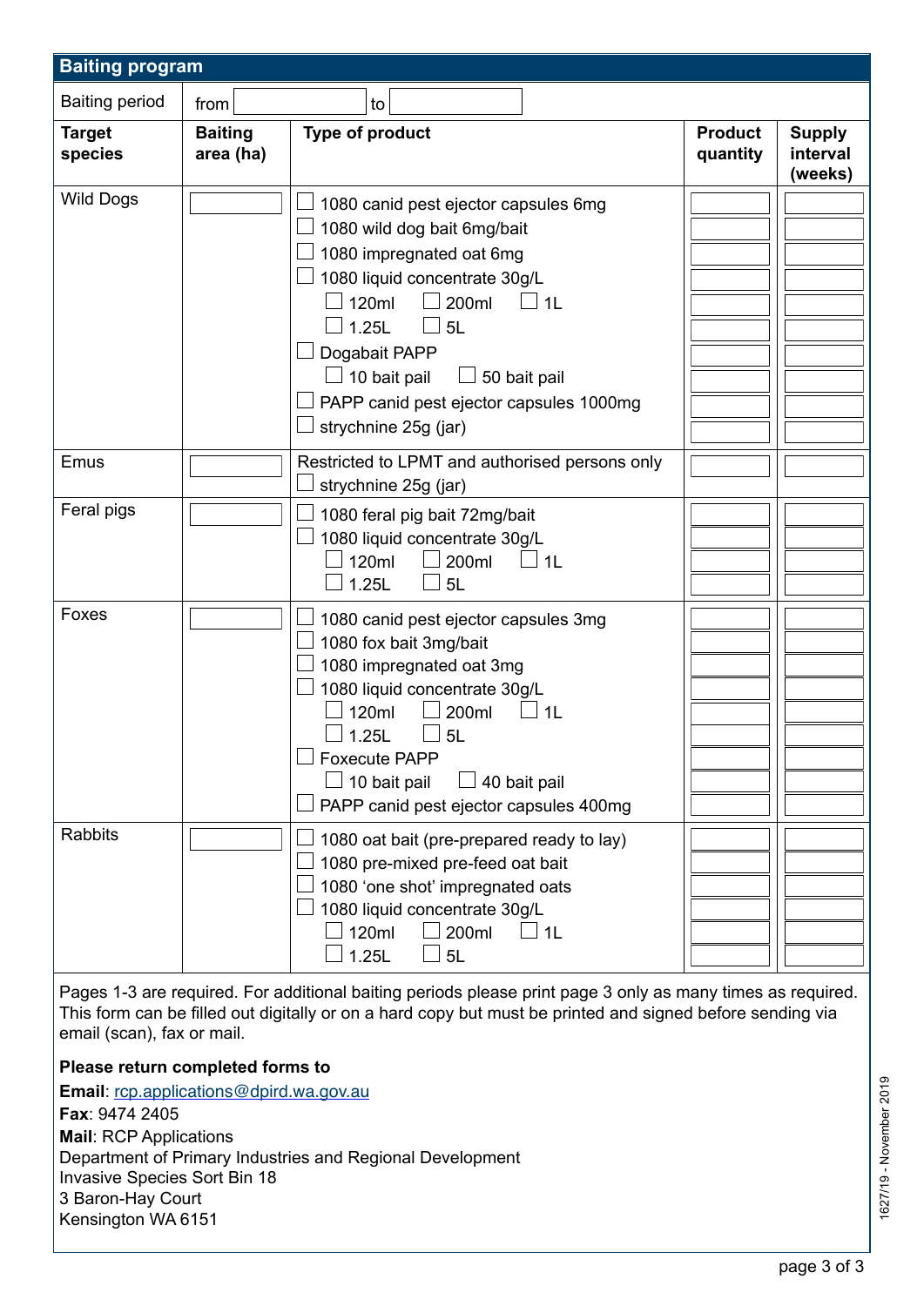## Baiting program

Baiting period from ____________ to ____________

| Target species | Baiting area (ha) | Type of product | Product quantity | Supply interval (weeks) |
|---|---|---|---|---|
| Wild Dogs | | ☐ 1080 canid pest ejector capsules 6mg<br>☐ 1080 wild dog bait 6mg/bait<br>☐ 1080 impregnated oat 6mg<br>☐ 1080 liquid concentrate 30g/L<br>☐ 120ml ☐ 200ml ☐ 1L<br>☐ 1.25L ☐ 5L<br>☐ Dogabait PAPP<br>☐ 10 bait pail ☐ 50 bait pail<br>☐ PAPP canid pest ejector capsules 1000mg<br>☐ strychnine 25g (jar) | | |
| Emus | | Restricted to LPMT and authorised persons only<br>☐ strychnine 25g (jar) | | |
| Feral pigs | | ☐ 1080 feral pig bait 72mg/bait<br>☐ 1080 liquid concentrate 30g/L<br>☐ 120ml ☐ 200ml ☐ 1L<br>☐ 1.25L ☐ 5L | | |
| Foxes | | ☐ 1080 canid pest ejector capsules 3mg<br>☐ 1080 fox bait 3mg/bait<br>☐ 1080 impregnated oat 3mg<br>☐ 1080 liquid concentrate 30g/L<br>☐ 120ml ☐ 200ml ☐ 1L<br>☐ 1.25L ☐ 5L<br>☐ Foxecute PAPP<br>☐ 10 bait pail ☐ 40 bait pail<br>☐ PAPP canid pest ejector capsules 400mg | | |
| Rabbits | | ☐ 1080 oat bait (pre-prepared ready to lay)<br>☐ 1080 pre-mixed pre-feed oat bait<br>☐ 1080 'one shot' impregnated oats<br>☐ 1080 liquid concentrate 30g/L<br>☐ 120ml ☐ 200ml ☐ 1L<br>☐ 1.25L ☐ 5L | | |

Pages 1-3 are required. For additional baiting periods please print page 3 only as many times as required. This form can be filled out digitally or on a hard copy but must be printed and signed before sending via email (scan), fax or mail.

**Please return completed forms to**

**Email**: rcp.applications@dpird.wa.gov.au
**Fax**: 9474 2405
**Mail**: RCP Applications
Department of Primary Industries and Regional Development
Invasive Species Sort Bin 18
3 Baron-Hay Court
Kensington WA 6151

1627/19 - November 2019